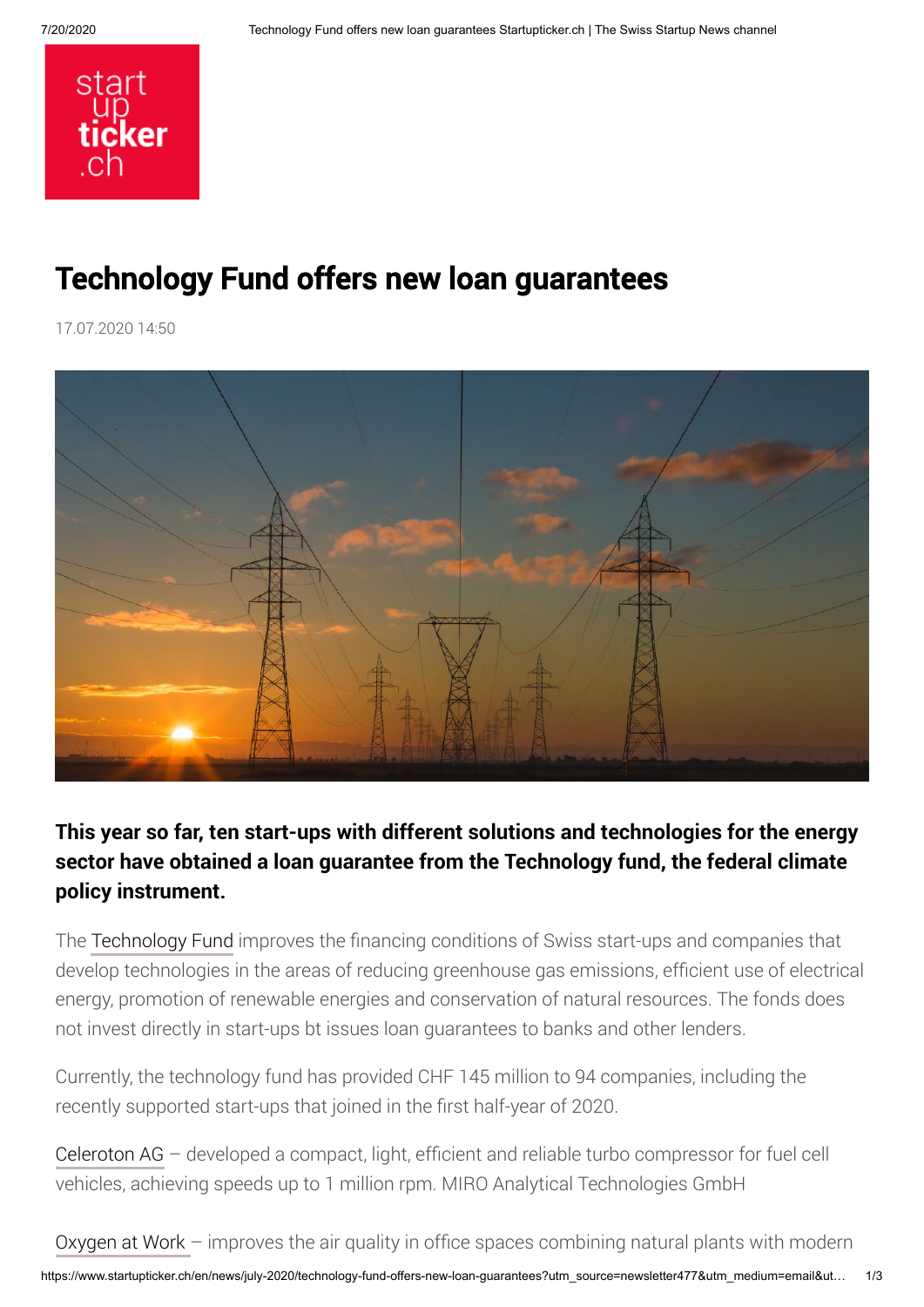# Technology Fund offers new loan guarantees

17.07.2020 14:50

**This year so far, ten start-ups with different solutions and technologies for the energy sector have obtained a loan guarantee from the Technology fund, the federal climate policy instrument.**

The Technology Fund improves the financing conditions of Swiss start-ups and companies that develop technologies in the areas of reducing greenhouse gas emissions, efficient use of electrical energy, promotion of renewable energies and conservation of natural resources. The fonds does not invest directly in start-ups bt issues loan guarantees to banks and other lenders.

Currently, the technology fund has provided CHF 145 million to 94 companies, including the recently supported start-ups that joined in the first half-year of 2020.

Celeroton AG – developed a compact, light, efficient and reliable turbo compressor for fuel cell vehicles, achieving speeds up to 1 million rpm. MIRO Analytical Technologies GmbH

Oxygen at Work – improves the air quality in office spaces combining natural plants with modern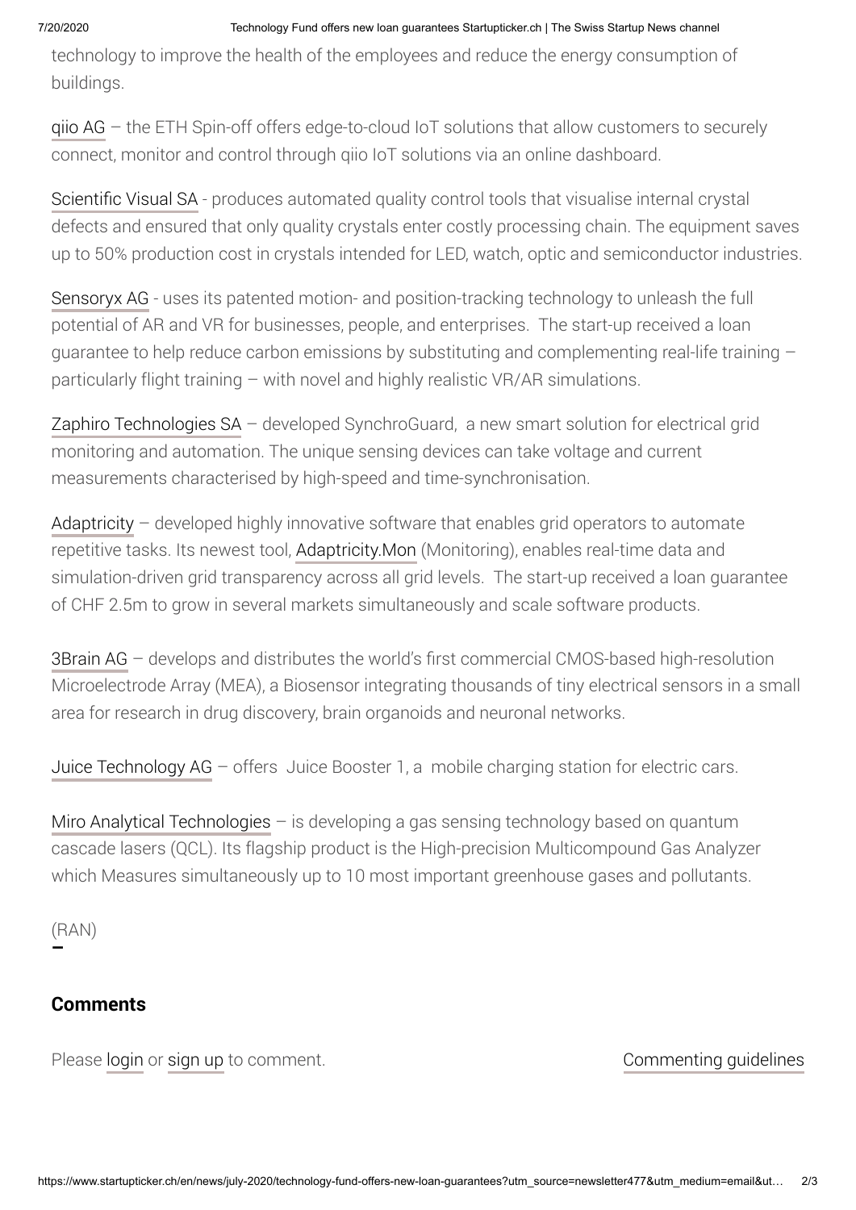technology to improve the health of the employees and reduce the energy consumption of buildings.

qiio AG – the ETH Spin-off offers edge-to-cloud IoT solutions that allow customers to securely connect, monitor and control through qiio IoT solutions via an online dashboard.

Scientific Visual SA - produces automated quality control tools that visualise internal crystal defects and ensured that only quality crystals enter costly processing chain. The equipment saves up to 50% production cost in crystals intended for LED, watch, optic and semiconductor industries.

Sensoryx AG - uses its patented motion- and position-tracking technology to unleash the full potential of AR and VR for businesses, people, and enterprises.  The start-up received a loan guarantee to help reduce carbon emissions by substituting and complementing real-life training – particularly flight training – with novel and highly realistic VR/AR simulations.

Zaphiro Technologies SA – developed SynchroGuard,  a new smart solution for electrical grid monitoring and automation. The unique sensing devices can take voltage and current measurements characterised by high-speed and time-synchronisation.

Adaptricity – developed highly innovative software that enables grid operators to automate repetitive tasks. Its newest tool, Adaptricity.Mon (Monitoring), enables real-time data and simulation-driven grid transparency across all grid levels.  The start-up received a loan guarantee of CHF 2.5m to grow in several markets simultaneously and scale software products.

3Brain AG – develops and distributes the world's first commercial CMOS-based high-resolution Microelectrode Array (MEA), a Biosensor integrating thousands of tiny electrical sensors in a small area for research in drug discovery, brain organoids and neuronal networks.

Juice Technology AG – offers  Juice Booster 1, a  mobile charging station for electric cars.

Miro Analytical Technologies – is developing a gas sensing technology based on quantum cascade lasers (QCL). Its flagship product is the High-precision Multicompound Gas Analyzer which Measures simultaneously up to 10 most important greenhouse gases and pollutants.

(RAN)

## Comments

Please login or sign up to comment.

Commenting guidelines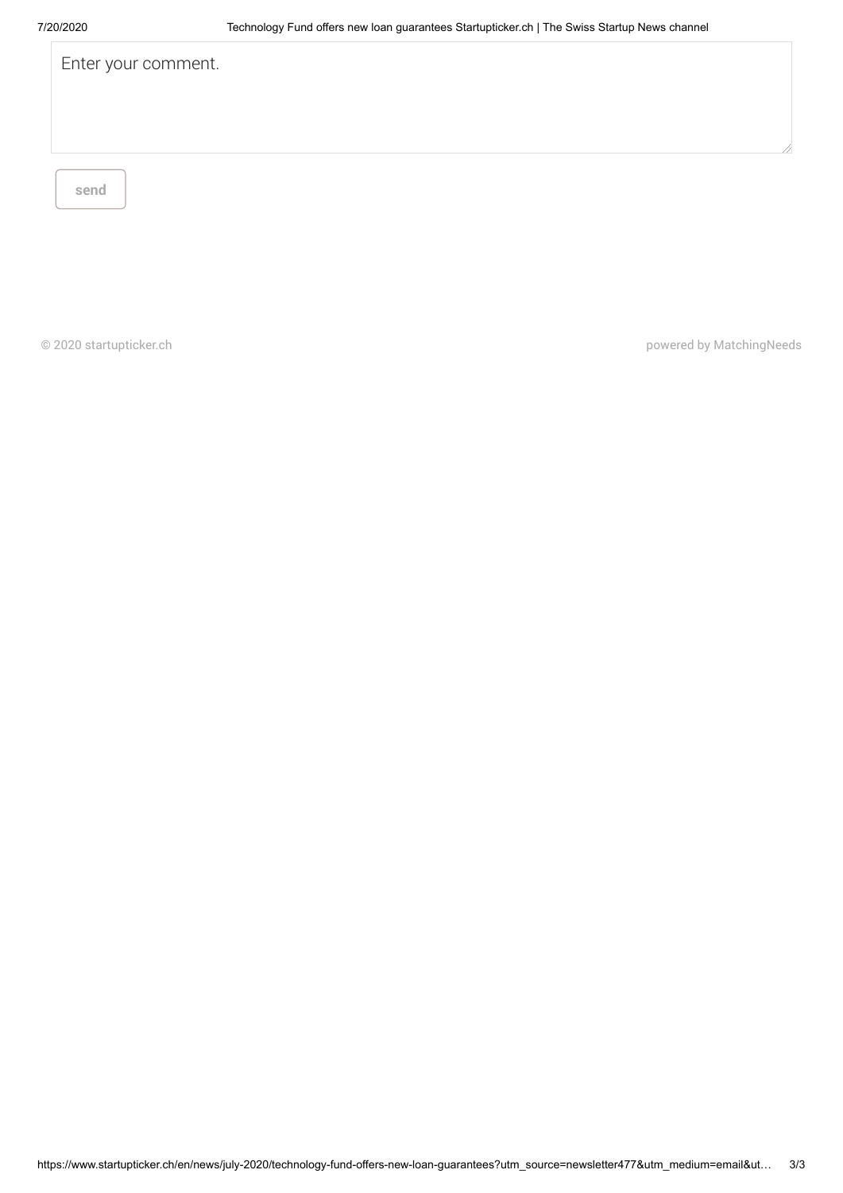Enter your comment.

send

© 2020 startupticker.ch

powered by MatchingNeeds